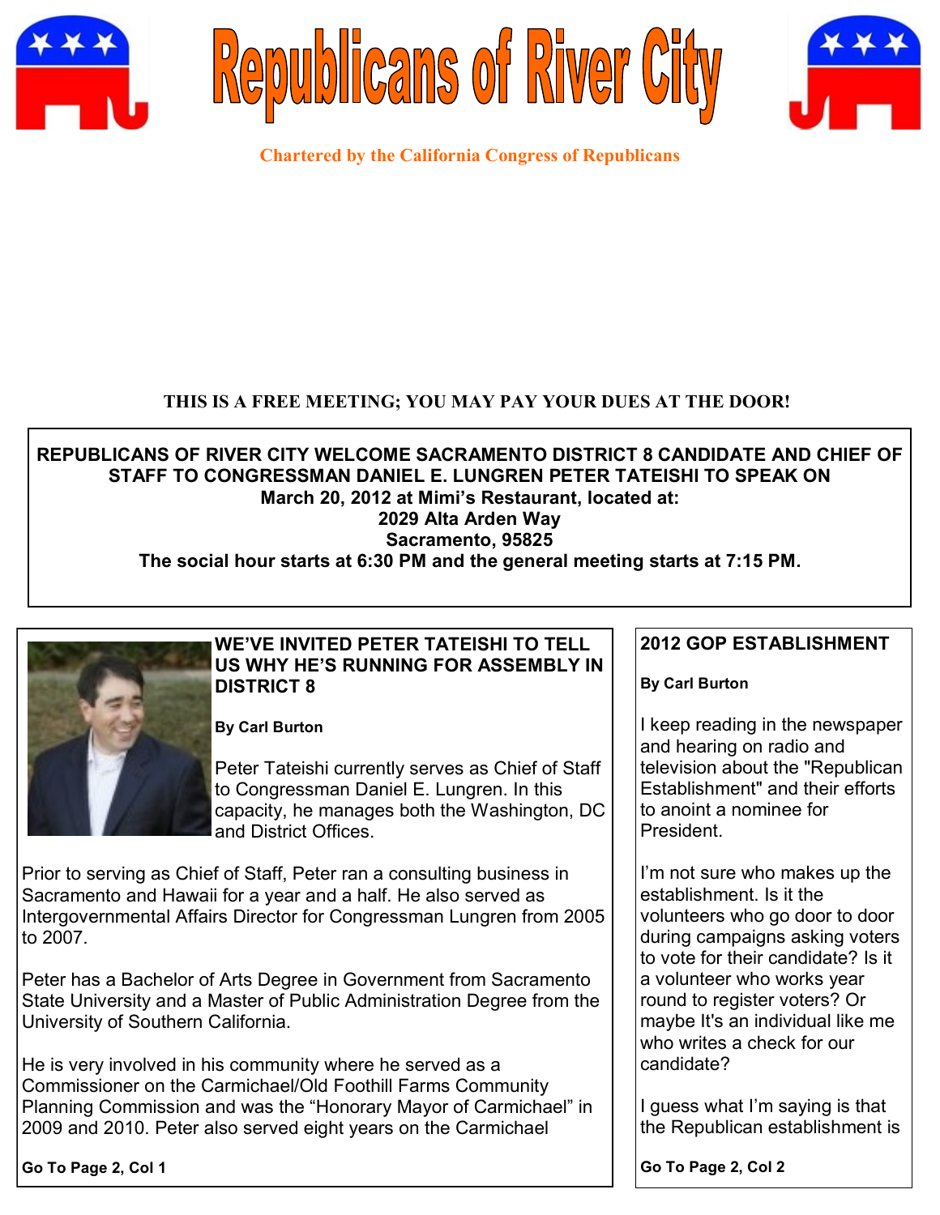# Republicans of River City

**Chartered by the California Congress of Republicans**

**THIS IS A FREE MEETING; YOU MAY PAY YOUR DUES AT THE DOOR!**

**REPUBLICANS OF RIVER CITY WELCOME SACRAMENTO DISTRICT 8 CANDIDATE AND CHIEF OF STAFF TO CONGRESSMAN DANIEL E. LUNGREN PETER TATEISHI TO SPEAK ON**
**March 20, 2012 at Mimi's Restaurant, located at:**
**2029 Alta Arden Way**
**Sacramento, 95825**
**The social hour starts at 6:30 PM and the general meeting starts at 7:15 PM.**

## WE'VE INVITED PETER TATEISHI TO TELL US WHY HE'S RUNNING FOR ASSEMBLY IN DISTRICT 8

**By Carl Burton**

Peter Tateishi currently serves as Chief of Staff to Congressman Daniel E. Lungren. In this capacity, he manages both the Washington, DC and District Offices.

Prior to serving as Chief of Staff, Peter ran a consulting business in Sacramento and Hawaii for a year and a half. He also served as Intergovernmental Affairs Director for Congressman Lungren from 2005 to 2007.

Peter has a Bachelor of Arts Degree in Government from Sacramento State University and a Master of Public Administration Degree from the University of Southern California.

He is very involved in his community where he served as a Commissioner on the Carmichael/Old Foothill Farms Community Planning Commission and was the "Honorary Mayor of Carmichael" in 2009 and 2010. Peter also served eight years on the Carmichael

**Go To Page 2, Col 1**

## 2012 GOP ESTABLISHMENT

**By Carl Burton**

I keep reading in the newspaper and hearing on radio and television about the "Republican Establishment" and their efforts to anoint a nominee for President.

I'm not sure who makes up the establishment. Is it the volunteers who go door to door during campaigns asking voters to vote for their candidate? Is it a volunteer who works year round to register voters? Or maybe It's an individual like me who writes a check for our candidate?

I guess what I'm saying is that the Republican establishment is

**Go To Page 2, Col 2**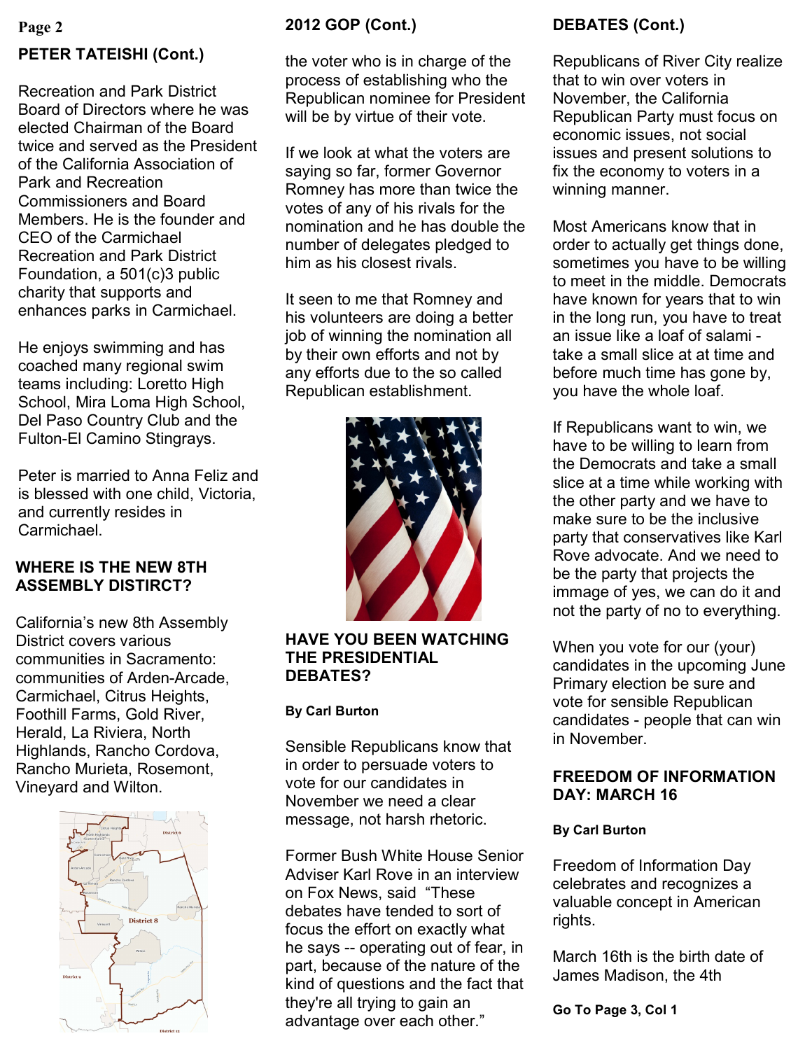## PETER TATEISHI (Cont.)

Recreation and Park District Board of Directors where he was elected Chairman of the Board twice and served as the President of the California Association of Park and Recreation Commissioners and Board Members. He is the founder and CEO of the Carmichael Recreation and Park District Foundation, a 501(c)3 public charity that supports and enhances parks in Carmichael.

He enjoys swimming and has coached many regional swim teams including: Loretto High School, Mira Loma High School, Del Paso Country Club and the Fulton-El Camino Stingrays.

Peter is married to Anna Feliz and is blessed with one child, Victoria, and currently resides in Carmichael.

## WHERE IS THE NEW 8TH ASSEMBLY DISTIRCT?

California's new 8th Assembly District covers various communities in Sacramento: communities of Arden-Arcade, Carmichael, Citrus Heights, Foothill Farms, Gold River, Herald, La Riviera, North Highlands, Rancho Cordova, Rancho Murieta, Rosemont, Vineyard and Wilton.

## 2012 GOP (Cont.)

the voter who is in charge of the process of establishing who the Republican nominee for President will be by virtue of their vote.

If we look at what the voters are saying so far, former Governor Romney has more than twice the votes of any of his rivals for the nomination and he has double the number of delegates pledged to him as his closest rivals.

It seen to me that Romney and his volunteers are doing a better job of winning the nomination all by their own efforts and not by any efforts due to the so called Republican establishment.

## HAVE YOU BEEN WATCHING THE PRESIDENTIAL DEBATES?

**By Carl Burton**

Sensible Republicans know that in order to persuade voters to vote for our candidates in November we need a clear message, not harsh rhetoric.

Former Bush White House Senior Adviser Karl Rove in an interview on Fox News, said "These debates have tended to sort of focus the effort on exactly what he says -- operating out of fear, in part, because of the nature of the kind of questions and the fact that they're all trying to gain an advantage over each other."

## DEBATES (Cont.)

Republicans of River City realize that to win over voters in November, the California Republican Party must focus on economic issues, not social issues and present solutions to fix the economy to voters in a winning manner.

Most Americans know that in order to actually get things done, sometimes you have to be willing to meet in the middle. Democrats have known for years that to win in the long run, you have to treat an issue like a loaf of salami - take a small slice at at time and before much time has gone by, you have the whole loaf.

If Republicans want to win, we have to be willing to learn from the Democrats and take a small slice at a time while working with the other party and we have to make sure to be the inclusive party that conservatives like Karl Rove advocate. And we need to be the party that projects the immage of yes, we can do it and not the party of no to everything.

When you vote for our (your) candidates in the upcoming June Primary election be sure and vote for sensible Republican candidates - people that can win in November.

## FREEDOM OF INFORMATION DAY: MARCH 16

**By Carl Burton**

Freedom of Information Day celebrates and recognizes a valuable concept in American rights.

March 16th is the birth date of James Madison, the 4th

**Go To Page 3, Col 1**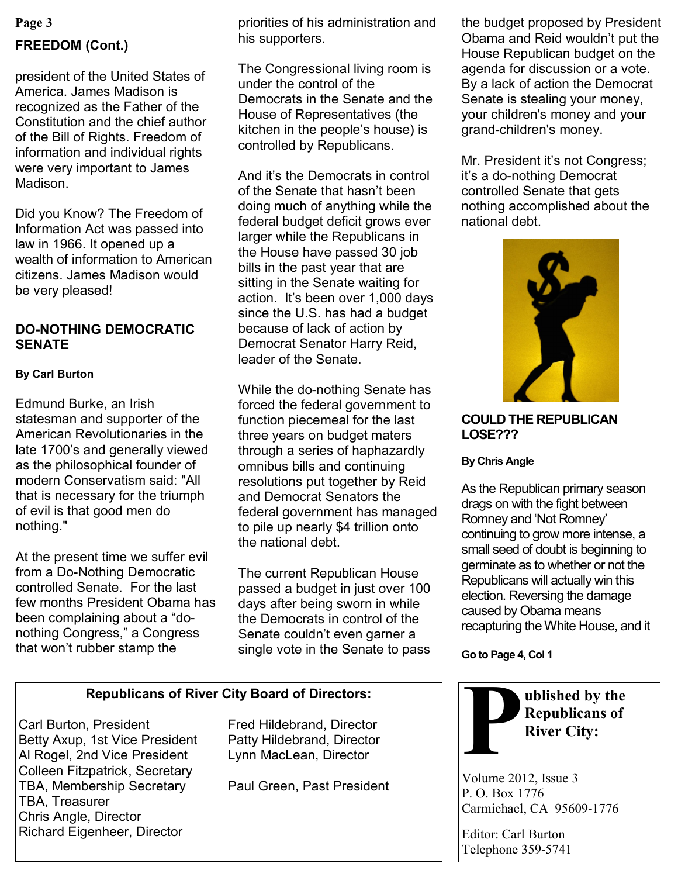## FREEDOM (Cont.)

president of the United States of America. James Madison is recognized as the Father of the Constitution and the chief author of the Bill of Rights. Freedom of information and individual rights were very important to James Madison.

Did you Know? The Freedom of Information Act was passed into law in 1966. It opened up a wealth of information to American citizens. James Madison would be very pleased!

## DO-NOTHING DEMOCRATIC SENATE

**By Carl Burton**

Edmund Burke, an Irish statesman and supporter of the American Revolutionaries in the late 1700's and generally viewed as the philosophical founder of modern Conservatism said: "All that is necessary for the triumph of evil is that good men do nothing."

At the present time we suffer evil from a Do-Nothing Democratic controlled Senate. For the last few months President Obama has been complaining about a "do-nothing Congress," a Congress that won't rubber stamp the priorities of his administration and his supporters.

The Congressional living room is under the control of the Democrats in the Senate and the House of Representatives (the kitchen in the people's house) is controlled by Republicans.

And it's the Democrats in control of the Senate that hasn't been doing much of anything while the federal budget deficit grows ever larger while the Republicans in the House have passed 30 job bills in the past year that are sitting in the Senate waiting for action. It's been over 1,000 days since the U.S. has had a budget because of lack of action by Democrat Senator Harry Reid, leader of the Senate.

While the do-nothing Senate has forced the federal government to function piecemeal for the last three years on budget maters through a series of haphazardly omnibus bills and continuing resolutions put together by Reid and Democrat Senators the federal government has managed to pile up nearly $4 trillion onto the national debt.

The current Republican House passed a budget in just over 100 days after being sworn in while the Democrats in control of the Senate couldn't even garner a single vote in the Senate to pass the budget proposed by President Obama and Reid wouldn't put the House Republican budget on the agenda for discussion or a vote. By a lack of action the Democrat Senate is stealing your money, your children's money and your grand-children's money.

Mr. President it's not Congress; it's a do-nothing Democrat controlled Senate that gets nothing accomplished about the national debt.

## COULD THE REPUBLICAN LOSE???

**By Chris Angle**

As the Republican primary season drags on with the fight between Romney and 'Not Romney' continuing to grow more intense, a small seed of doubt is beginning to germinate as to whether or not the Republicans will actually win this election. Reversing the damage caused by Obama means recapturing the White House, and it

**Go to Page 4, Col 1**

---

**Republicans of River City Board of Directors:**

Carl Burton, President
Betty Axup, 1st Vice President
Al Rogel, 2nd Vice President
Colleen Fitzpatrick, Secretary
TBA, Membership Secretary
TBA, Treasurer
Chris Angle, Director
Richard Eigenheer, Director
Fred Hildebrand, Director
Patty Hildebrand, Director
Lynn MacLean, Director

Paul Green, Past President

---

**Published by the Republicans of River City:**

Volume 2012, Issue 3
P. O. Box 1776
Carmichael, CA 95609-1776

Editor: Carl Burton
Telephone 359-5741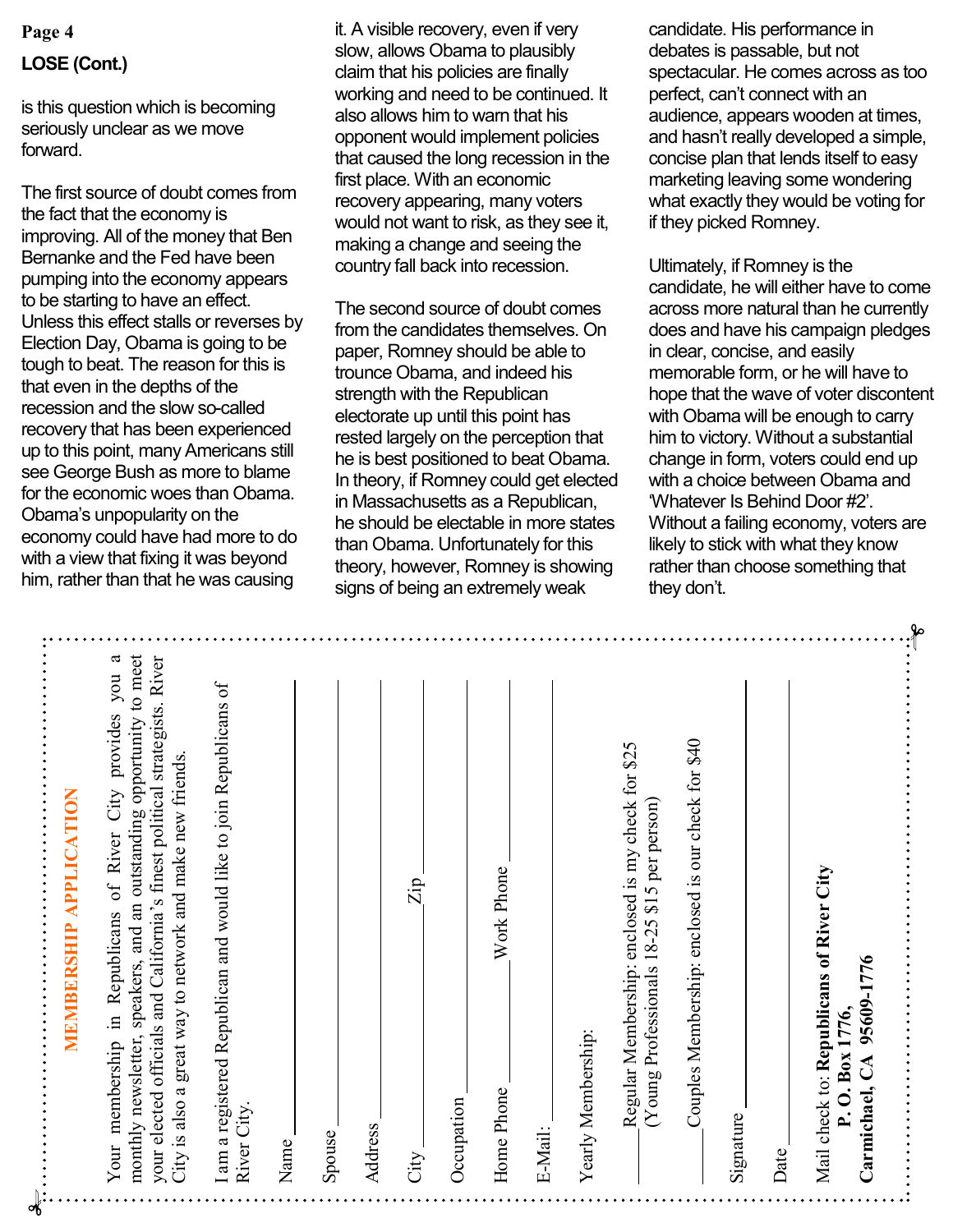**LOSE (Cont.)**

is this question which is becoming seriously unclear as we move forward.

The first source of doubt comes from the fact that the economy is improving. All of the money that Ben Bernanke and the Fed have been pumping into the economy appears to be starting to have an effect. Unless this effect stalls or reverses by Election Day, Obama is going to be tough to beat. The reason for this is that even in the depths of the recession and the slow so-called recovery that has been experienced up to this point, many Americans still see George Bush as more to blame for the economic woes than Obama. Obama's unpopularity on the economy could have had more to do with a view that fixing it was beyond him, rather than that he was causing it. A visible recovery, even if very slow, allows Obama to plausibly claim that his policies are finally working and need to be continued. It also allows him to warn that his opponent would implement policies that caused the long recession in the first place. With an economic recovery appearing, many voters would not want to risk, as they see it, making a change and seeing the country fall back into recession.

The second source of doubt comes from the candidates themselves. On paper, Romney should be able to trounce Obama, and indeed his strength with the Republican electorate up until this point has rested largely on the perception that he is best positioned to beat Obama. In theory, if Romney could get elected in Massachusetts as a Republican, he should be electable in more states than Obama. Unfortunately for this theory, however, Romney is showing signs of being an extremely weak candidate. His performance in debates is passable, but not spectacular. He comes across as too perfect, can't connect with an audience, appears wooden at times, and hasn't really developed a simple, concise plan that lends itself to easy marketing leaving some wondering what exactly they would be voting for if they picked Romney.

Ultimately, if Romney is the candidate, he will either have to come across more natural than he currently does and have his campaign pledges in clear, concise, and easily memorable form, or he will have to hope that the wave of voter discontent with Obama will be enough to carry him to victory. Without a substantial change in form, voters could end up with a choice between Obama and 'Whatever Is Behind Door #2'. Without a failing economy, voters are likely to stick with what they know rather than choose something that they don't.

## MEMBERSHIP APPLICATION

Your membership in Republicans of River City provides you a monthly newsletter, speakers, and an outstanding opportunity to meet your elected officials and California's finest political strategists. River City is also a great way to network and make new friends.

I am a registered Republican and would like to join Republicans of River City.

Name ______________________________

Spouse ______________________________

Address ______________________________

City ______________ Zip ______________

Occupation ______________________________

Home Phone ______________ Work Phone ______________

E-Mail: ______________________________

Yearly Membership:

____ Regular Membership: enclosed is my check for $25 (Young Professionals 18-25 $15 per person)

____ Couples Membership: enclosed is our check for $40

Signature ______________________________

Date ______________________________

Mail check to: **Republicans of River City**
**P. O. Box 1776,**
**Carmichael, CA 95609-1776**